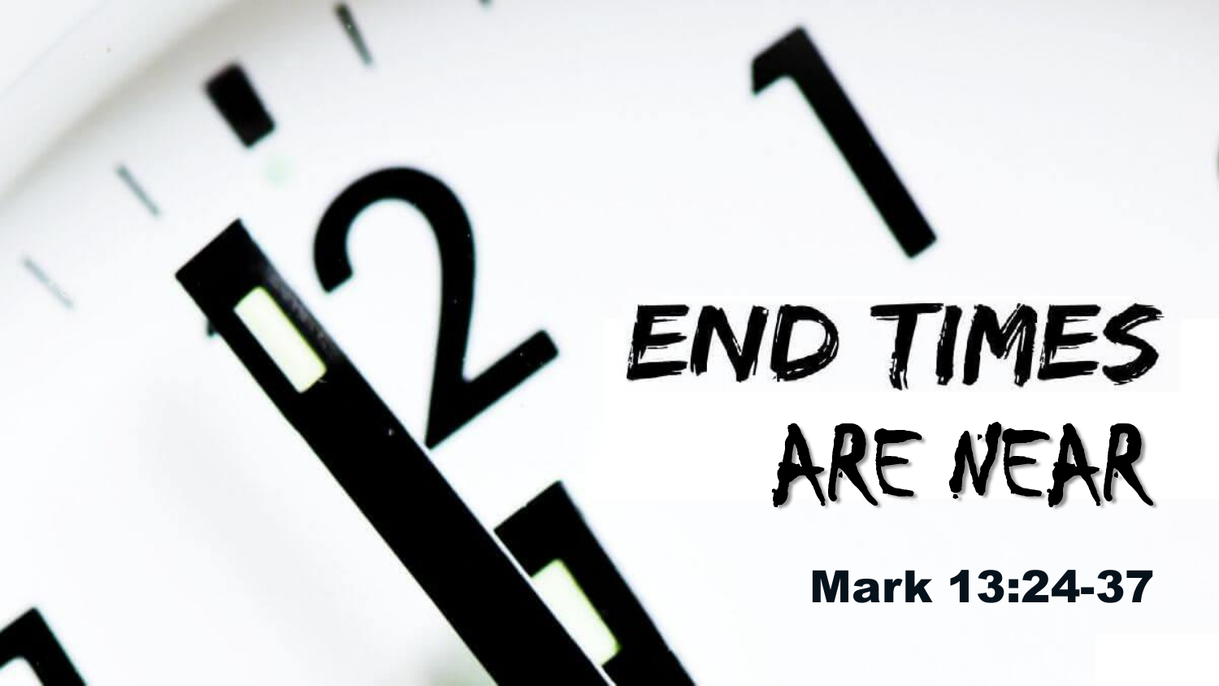# END TIMES ARE NEAR

**Mark 13:24-37**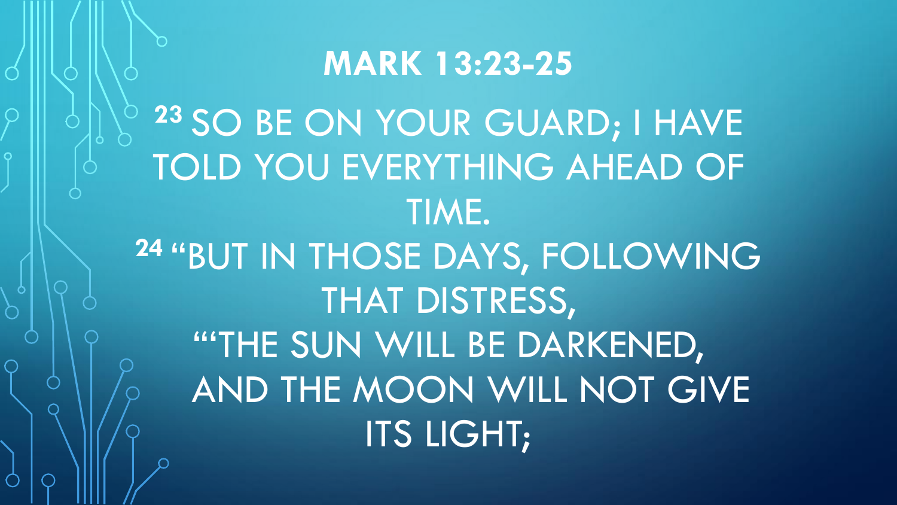# MARK 13:23-25

[23] SO BE ON YOUR GUARD; I HAVE TOLD YOU EVERYTHING AHEAD OF TIME.

[24] "BUT IN THOSE DAYS, FOLLOWING THAT DISTRESS,

"'THE SUN WILL BE DARKENED,
AND THE MOON WILL NOT GIVE ITS LIGHT;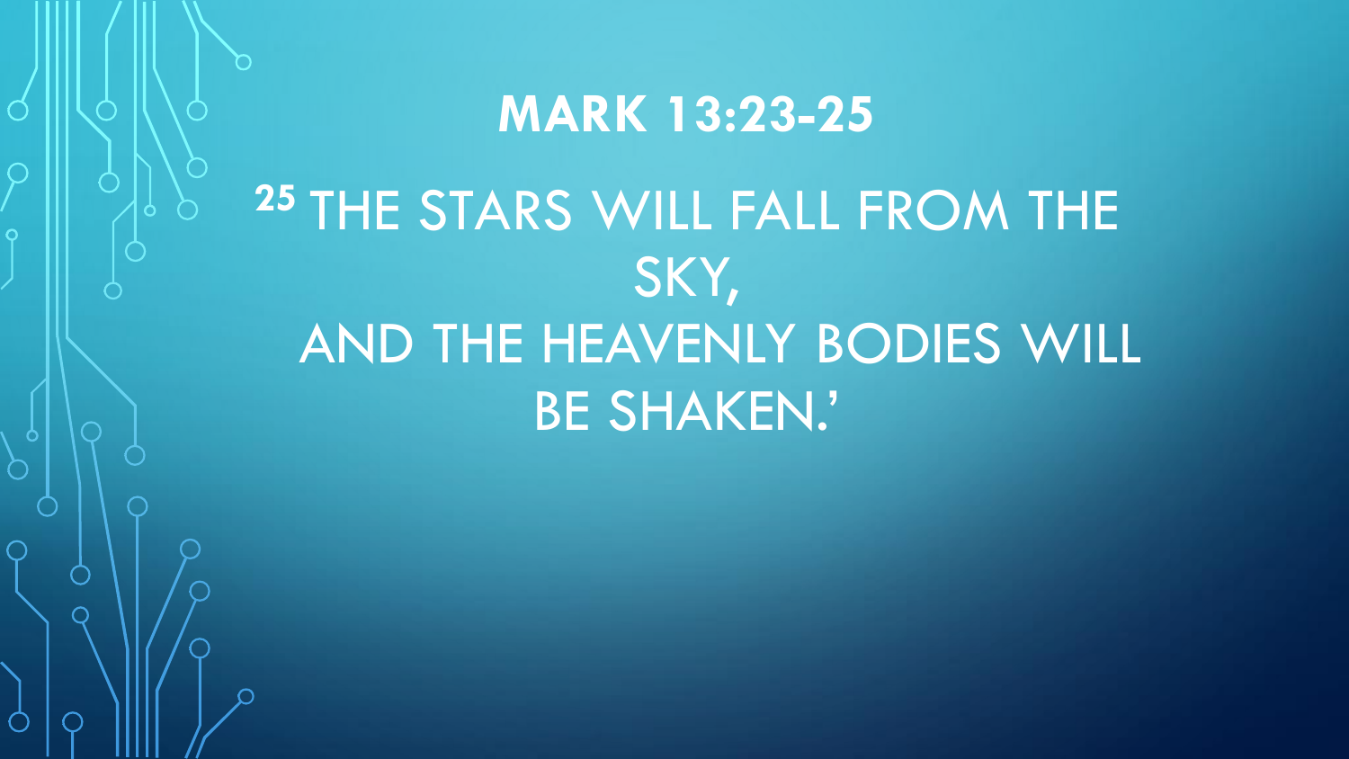# MARK 13:23-25

[25] THE STARS WILL FALL FROM THE SKY,
AND THE HEAVENLY BODIES WILL BE SHAKEN.'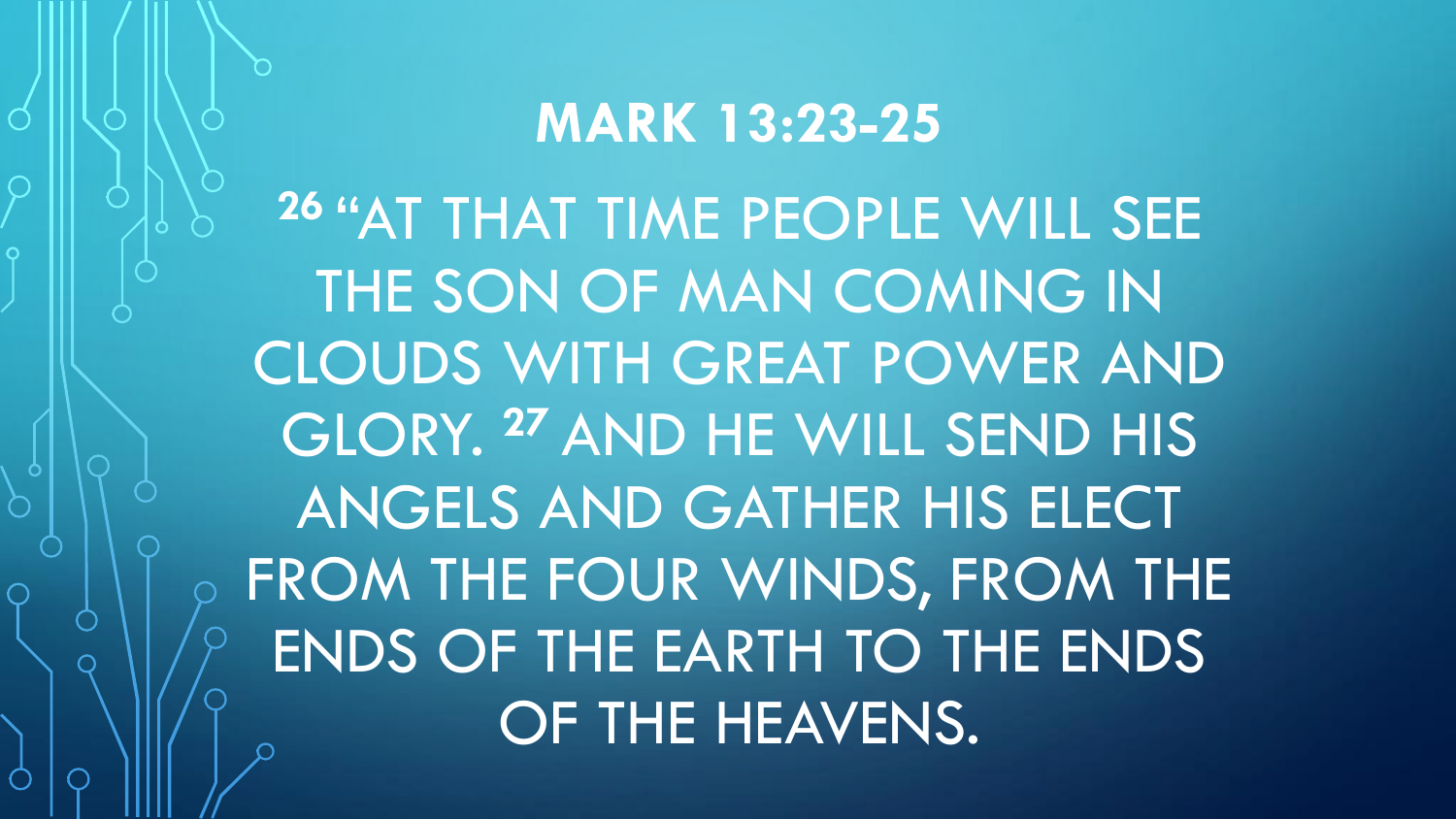# MARK 13:23-25

[26] "AT THAT TIME PEOPLE WILL SEE THE SON OF MAN COMING IN CLOUDS WITH GREAT POWER AND GLORY. [27] AND HE WILL SEND HIS ANGELS AND GATHER HIS ELECT FROM THE FOUR WINDS, FROM THE ENDS OF THE EARTH TO THE ENDS OF THE HEAVENS.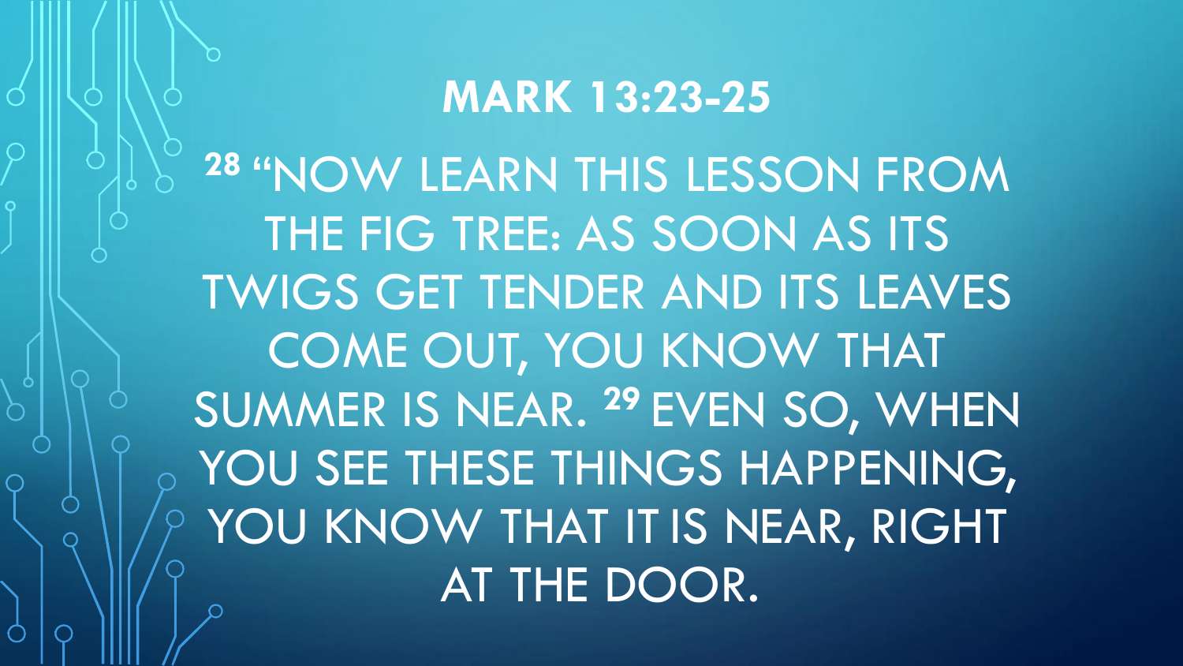# MARK 13:23-25

[28] "NOW LEARN THIS LESSON FROM THE FIG TREE: AS SOON AS ITS TWIGS GET TENDER AND ITS LEAVES COME OUT, YOU KNOW THAT SUMMER IS NEAR. [29] EVEN SO, WHEN YOU SEE THESE THINGS HAPPENING, YOU KNOW THAT IT IS NEAR, RIGHT AT THE DOOR.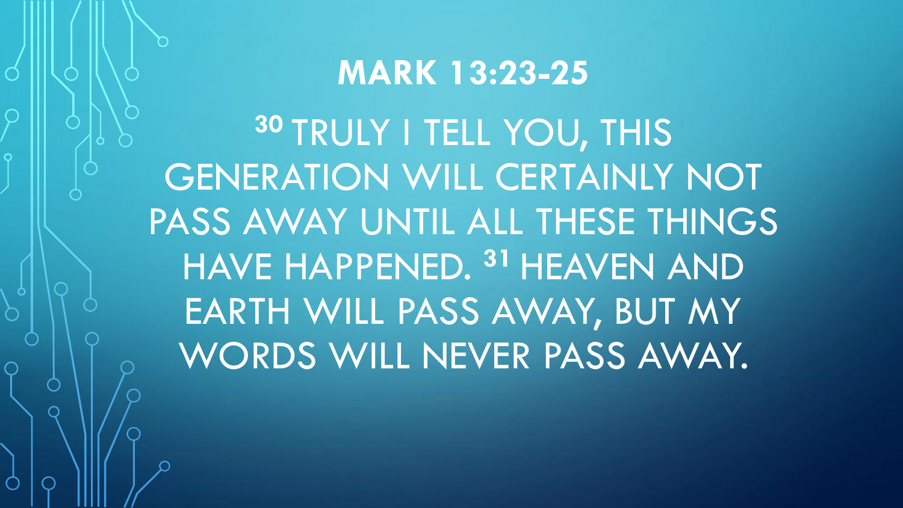# MARK 13:23-25

[30] TRULY I TELL YOU, THIS GENERATION WILL CERTAINLY NOT PASS AWAY UNTIL ALL THESE THINGS HAVE HAPPENED. [31] HEAVEN AND EARTH WILL PASS AWAY, BUT MY WORDS WILL NEVER PASS AWAY.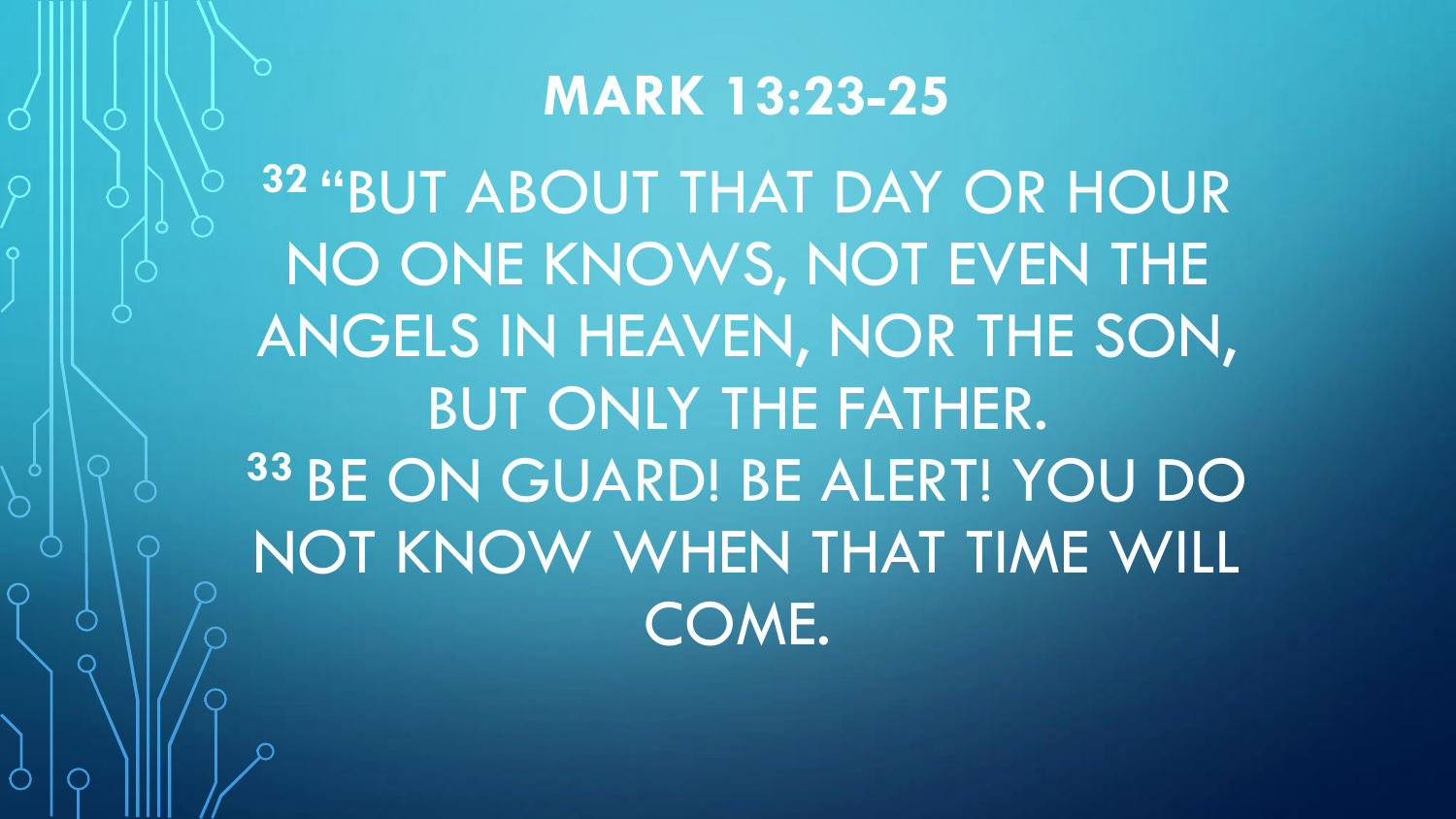# MARK 13:23-25

32 "BUT ABOUT THAT DAY OR HOUR NO ONE KNOWS, NOT EVEN THE ANGELS IN HEAVEN, NOR THE SON, BUT ONLY THE FATHER.

33 BE ON GUARD! BE ALERT! YOU DO NOT KNOW WHEN THAT TIME WILL COME.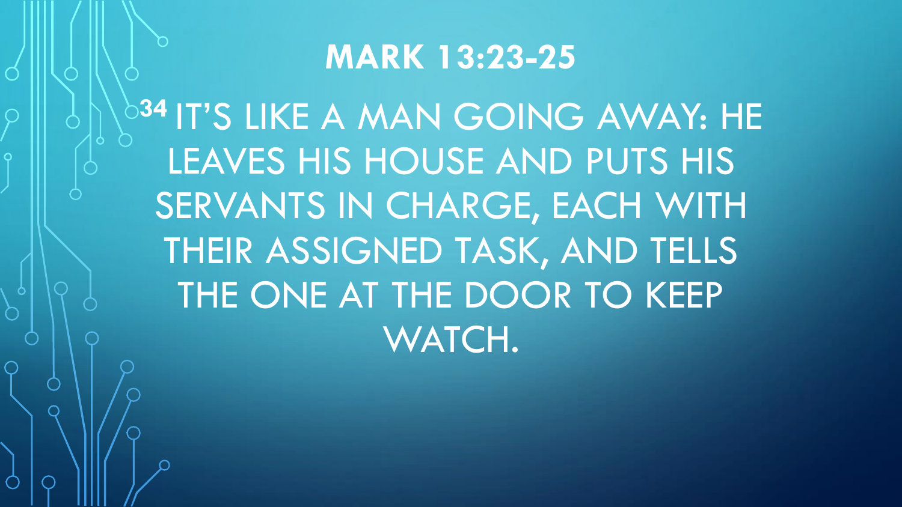# MARK 13:23-25

[34] IT'S LIKE A MAN GOING AWAY: HE LEAVES HIS HOUSE AND PUTS HIS SERVANTS IN CHARGE, EACH WITH THEIR ASSIGNED TASK, AND TELLS THE ONE AT THE DOOR TO KEEP WATCH.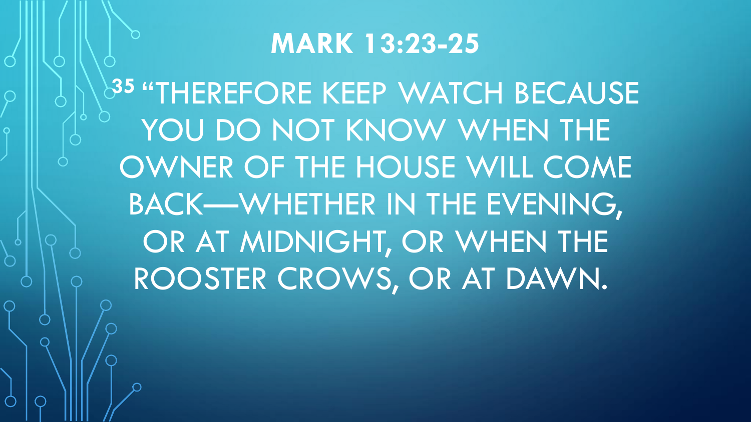# MARK 13:23-25

[35] "THEREFORE KEEP WATCH BECAUSE YOU DO NOT KNOW WHEN THE OWNER OF THE HOUSE WILL COME BACK—WHETHER IN THE EVENING, OR AT MIDNIGHT, OR WHEN THE ROOSTER CROWS, OR AT DAWN.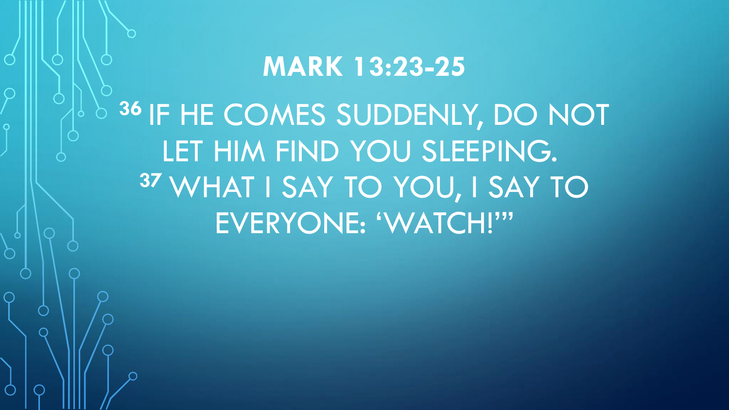# MARK 13:23-25

36 IF HE COMES SUDDENLY, DO NOT LET HIM FIND YOU SLEEPING. 37 WHAT I SAY TO YOU, I SAY TO EVERYONE: 'WATCH!'"